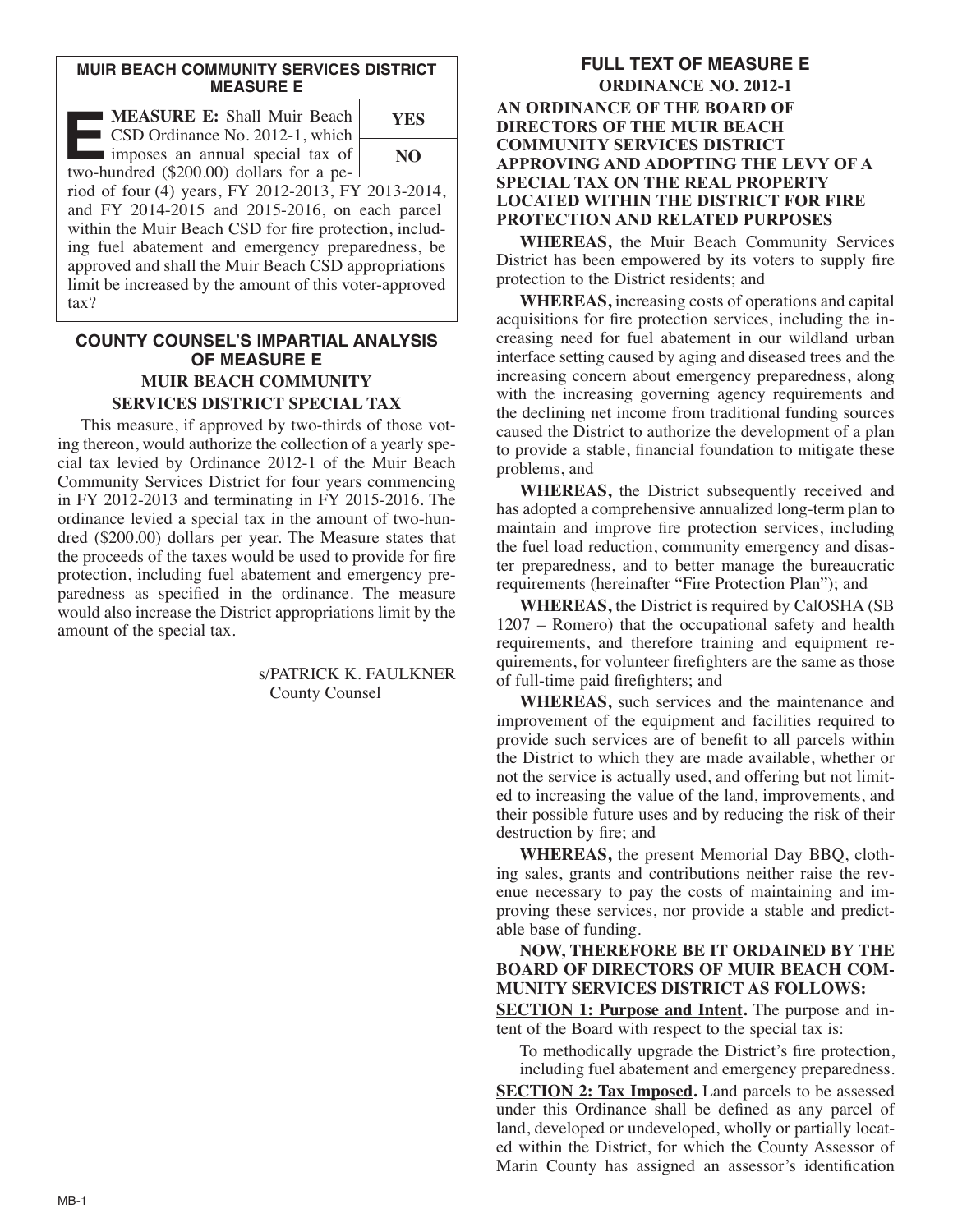## MUIR BEACH COMMUNITY SERVICES DISTRICT MEASURE E

**MEASURE E:** Shall Muir Beach CSD Ordinance No. 2012-1, which imposes an annual special tax of two-hundred ($200.00) dollars for a period of four (4) years, FY 2012-2013, FY 2013-2014, and FY 2014-2015 and 2015-2016, on each parcel within the Muir Beach CSD for fire protection, including fuel abatement and emergency preparedness, be approved and shall the Muir Beach CSD appropriations limit be increased by the amount of this voter-approved tax?

| YES |
|---|
| NO |

## COUNTY COUNSEL'S IMPARTIAL ANALYSIS OF MEASURE E

### MUIR BEACH COMMUNITY SERVICES DISTRICT SPECIAL TAX

This measure, if approved by two-thirds of those voting thereon, would authorize the collection of a yearly special tax levied by Ordinance 2012-1 of the Muir Beach Community Services District for four years commencing in FY 2012-2013 and terminating in FY 2015-2016. The ordinance levied a special tax in the amount of two-hundred ($200.00) dollars per year. The Measure states that the proceeds of the taxes would be used to provide for fire protection, including fuel abatement and emergency preparedness as specified in the ordinance. The measure would also increase the District appropriations limit by the amount of the special tax.

s/PATRICK K. FAULKNER
County Counsel

## FULL TEXT OF MEASURE E

### ORDINANCE NO. 2012-1

**AN ORDINANCE OF THE BOARD OF DIRECTORS OF THE MUIR BEACH COMMUNITY SERVICES DISTRICT APPROVING AND ADOPTING THE LEVY OF A SPECIAL TAX ON THE REAL PROPERTY LOCATED WITHIN THE DISTRICT FOR FIRE PROTECTION AND RELATED PURPOSES**

**WHEREAS,** the Muir Beach Community Services District has been empowered by its voters to supply fire protection to the District residents; and

**WHEREAS,** increasing costs of operations and capital acquisitions for fire protection services, including the increasing need for fuel abatement in our wildland urban interface setting caused by aging and diseased trees and the increasing concern about emergency preparedness, along with the increasing governing agency requirements and the declining net income from traditional funding sources caused the District to authorize the development of a plan to provide a stable, financial foundation to mitigate these problems, and

**WHEREAS,** the District subsequently received and has adopted a comprehensive annualized long-term plan to maintain and improve fire protection services, including the fuel load reduction, community emergency and disaster preparedness, and to better manage the bureaucratic requirements (hereinafter "Fire Protection Plan"); and

**WHEREAS,** the District is required by CalOSHA (SB 1207 – Romero) that the occupational safety and health requirements, and therefore training and equipment requirements, for volunteer firefighters are the same as those of full-time paid firefighters; and

**WHEREAS,** such services and the maintenance and improvement of the equipment and facilities required to provide such services are of benefit to all parcels within the District to which they are made available, whether or not the service is actually used, and offering but not limited to increasing the value of the land, improvements, and their possible future uses and by reducing the risk of their destruction by fire; and

**WHEREAS,** the present Memorial Day BBQ, clothing sales, grants and contributions neither raise the revenue necessary to pay the costs of maintaining and improving these services, nor provide a stable and predictable base of funding.

**NOW, THEREFORE BE IT ORDAINED BY THE BOARD OF DIRECTORS OF MUIR BEACH COMMUNITY SERVICES DISTRICT AS FOLLOWS:**

**SECTION 1: Purpose and Intent.** The purpose and intent of the Board with respect to the special tax is:

To methodically upgrade the District's fire protection, including fuel abatement and emergency preparedness.

**SECTION 2: Tax Imposed.** Land parcels to be assessed under this Ordinance shall be defined as any parcel of land, developed or undeveloped, wholly or partially located within the District, for which the County Assessor of Marin County has assigned an assessor's identification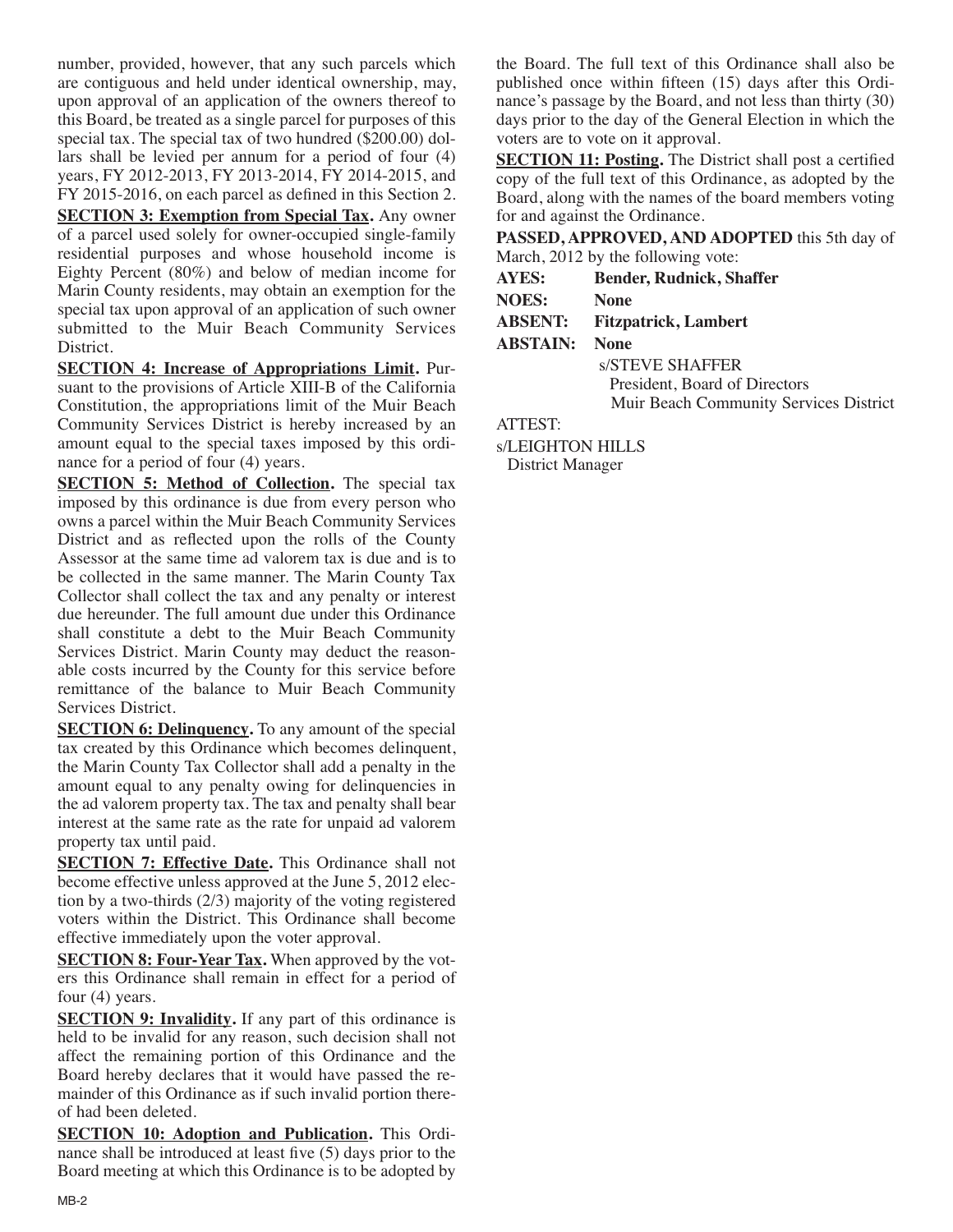number, provided, however, that any such parcels which are contiguous and held under identical ownership, may, upon approval of an application of the owners thereof to this Board, be treated as a single parcel for purposes of this special tax. The special tax of two hundred ($200.00) dollars shall be levied per annum for a period of four (4) years, FY 2012-2013, FY 2013-2014, FY 2014-2015, and FY 2015-2016, on each parcel as defined in this Section 2.

**SECTION 3: Exemption from Special Tax.** Any owner of a parcel used solely for owner-occupied single-family residential purposes and whose household income is Eighty Percent (80%) and below of median income for Marin County residents, may obtain an exemption for the special tax upon approval of an application of such owner submitted to the Muir Beach Community Services District.

**SECTION 4: Increase of Appropriations Limit.** Pursuant to the provisions of Article XIII-B of the California Constitution, the appropriations limit of the Muir Beach Community Services District is hereby increased by an amount equal to the special taxes imposed by this ordinance for a period of four (4) years.

**SECTION 5: Method of Collection.** The special tax imposed by this ordinance is due from every person who owns a parcel within the Muir Beach Community Services District and as reflected upon the rolls of the County Assessor at the same time ad valorem tax is due and is to be collected in the same manner. The Marin County Tax Collector shall collect the tax and any penalty or interest due hereunder. The full amount due under this Ordinance shall constitute a debt to the Muir Beach Community Services District. Marin County may deduct the reasonable costs incurred by the County for this service before remittance of the balance to Muir Beach Community Services District.

**SECTION 6: Delinquency.** To any amount of the special tax created by this Ordinance which becomes delinquent, the Marin County Tax Collector shall add a penalty in the amount equal to any penalty owing for delinquencies in the ad valorem property tax. The tax and penalty shall bear interest at the same rate as the rate for unpaid ad valorem property tax until paid.

**SECTION 7: Effective Date.** This Ordinance shall not become effective unless approved at the June 5, 2012 election by a two-thirds (2/3) majority of the voting registered voters within the District. This Ordinance shall become effective immediately upon the voter approval.

**SECTION 8: Four-Year Tax.** When approved by the voters this Ordinance shall remain in effect for a period of four (4) years.

**SECTION 9: Invalidity.** If any part of this ordinance is held to be invalid for any reason, such decision shall not affect the remaining portion of this Ordinance and the Board hereby declares that it would have passed the remainder of this Ordinance as if such invalid portion thereof had been deleted.

**SECTION 10: Adoption and Publication.** This Ordinance shall be introduced at least five (5) days prior to the Board meeting at which this Ordinance is to be adopted by the Board. The full text of this Ordinance shall also be published once within fifteen (15) days after this Ordinance's passage by the Board, and not less than thirty (30) days prior to the day of the General Election in which the voters are to vote on it approval.

**SECTION 11: Posting.** The District shall post a certified copy of the full text of this Ordinance, as adopted by the Board, along with the names of the board members voting for and against the Ordinance.

**PASSED, APPROVED, AND ADOPTED** this 5th day of March, 2012 by the following vote:

**AYES:** **Bender, Rudnick, Shaffer**
**NOES:** **None**
**ABSENT:** **Fitzpatrick, Lambert**
**ABSTAIN:** **None**

s/STEVE SHAFFER
President, Board of Directors
Muir Beach Community Services District

ATTEST:

s/LEIGHTON HILLS
District Manager

MB-2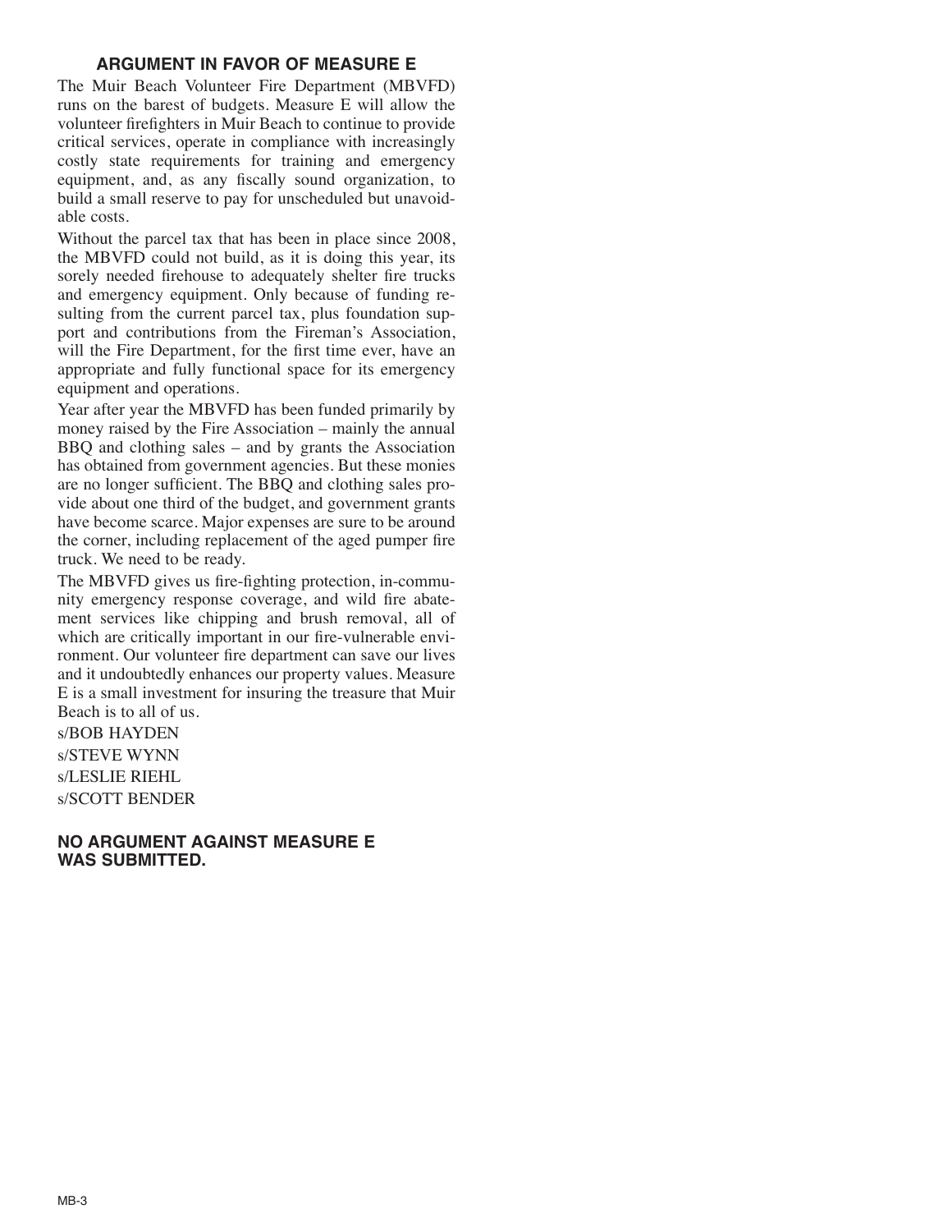## ARGUMENT IN FAVOR OF MEASURE E

The Muir Beach Volunteer Fire Department (MBVFD) runs on the barest of budgets. Measure E will allow the volunteer firefighters in Muir Beach to continue to provide critical services, operate in compliance with increasingly costly state requirements for training and emergency equipment, and, as any fiscally sound organization, to build a small reserve to pay for unscheduled but unavoidable costs.

Without the parcel tax that has been in place since 2008, the MBVFD could not build, as it is doing this year, its sorely needed firehouse to adequately shelter fire trucks and emergency equipment. Only because of funding resulting from the current parcel tax, plus foundation support and contributions from the Fireman's Association, will the Fire Department, for the first time ever, have an appropriate and fully functional space for its emergency equipment and operations.

Year after year the MBVFD has been funded primarily by money raised by the Fire Association – mainly the annual BBQ and clothing sales – and by grants the Association has obtained from government agencies. But these monies are no longer sufficient. The BBQ and clothing sales provide about one third of the budget, and government grants have become scarce. Major expenses are sure to be around the corner, including replacement of the aged pumper fire truck. We need to be ready.

The MBVFD gives us fire-fighting protection, in-community emergency response coverage, and wild fire abatement services like chipping and brush removal, all of which are critically important in our fire-vulnerable environment. Our volunteer fire department can save our lives and it undoubtedly enhances our property values. Measure E is a small investment for insuring the treasure that Muir Beach is to all of us.

s/BOB HAYDEN

s/STEVE WYNN

s/LESLIE RIEHL

s/SCOTT BENDER

## NO ARGUMENT AGAINST MEASURE E WAS SUBMITTED.